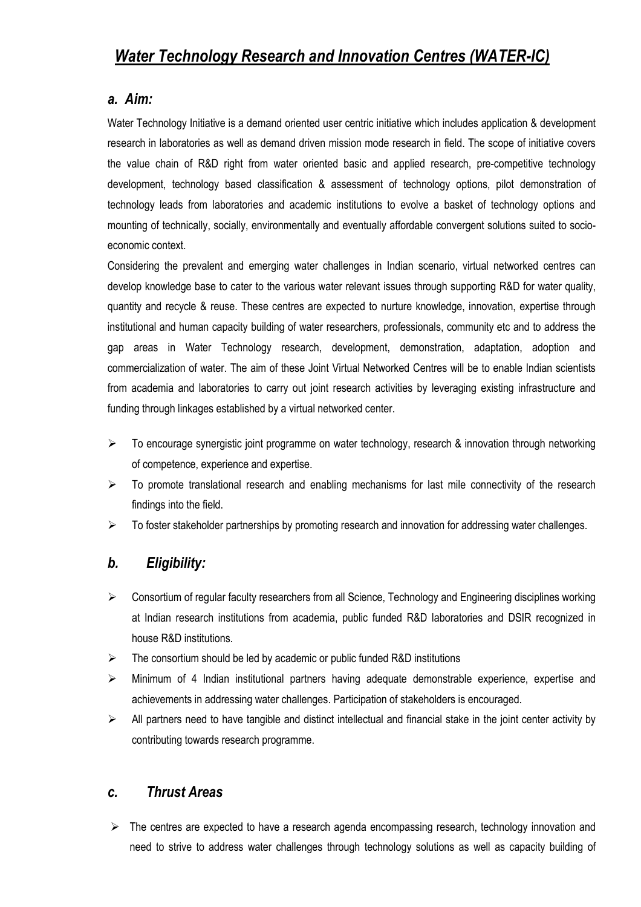# *Water Technology Research and Innovation Centres (WATER-IC)*

## *a. Aim:*

Water Technology Initiative is a demand oriented user centric initiative which includes application & development research in laboratories as well as demand driven mission mode research in field. The scope of initiative covers the value chain of R&D right from water oriented basic and applied research, pre-competitive technology development, technology based classification & assessment of technology options, pilot demonstration of technology leads from laboratories and academic institutions to evolve a basket of technology options and mounting of technically, socially, environmentally and eventually affordable convergent solutions suited to socio-economic context.

Considering the prevalent and emerging water challenges in Indian scenario, virtual networked centres can develop knowledge base to cater to the various water relevant issues through supporting R&D for water quality, quantity and recycle & reuse. These centres are expected to nurture knowledge, innovation, expertise through institutional and human capacity building of water researchers, professionals, community etc and to address the gap areas in Water Technology research, development, demonstration, adaptation, adoption and commercialization of water. The aim of these Joint Virtual Networked Centres will be to enable Indian scientists from academia and laboratories to carry out joint research activities by leveraging existing infrastructure and funding through linkages established by a virtual networked center.

- To encourage synergistic joint programme on water technology, research & innovation through networking of competence, experience and expertise.
- To promote translational research and enabling mechanisms for last mile connectivity of the research findings into the field.
- To foster stakeholder partnerships by promoting research and innovation for addressing water challenges.

## *b. Eligibility:*

- Consortium of regular faculty researchers from all Science, Technology and Engineering disciplines working at Indian research institutions from academia, public funded R&D laboratories and DSIR recognized in house R&D institutions.
- The consortium should be led by academic or public funded R&D institutions
- Minimum of 4 Indian institutional partners having adequate demonstrable experience, expertise and achievements in addressing water challenges. Participation of stakeholders is encouraged.
- All partners need to have tangible and distinct intellectual and financial stake in the joint center activity by contributing towards research programme.

## *c. Thrust Areas*

- The centres are expected to have a research agenda encompassing research, technology innovation and need to strive to address water challenges through technology solutions as well as capacity building of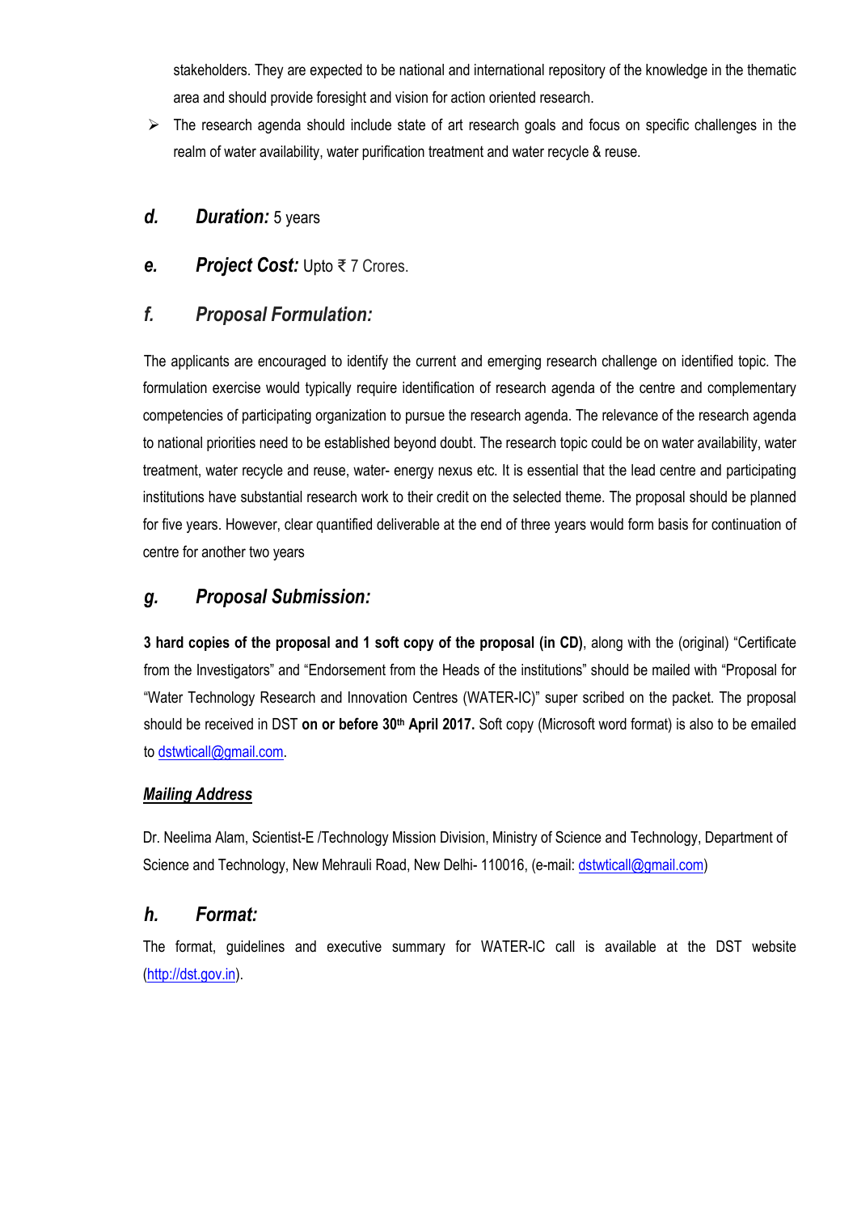stakeholders. They are expected to be national and international repository of the knowledge in the thematic area and should provide foresight and vision for action oriented research.

- The research agenda should include state of art research goals and focus on specific challenges in the realm of water availability, water purification treatment and water recycle & reuse.

## d. *Duration:* 5 years

## e. *Project Cost:* Upto ₹ 7 Crores.

## f. *Proposal Formulation:*

The applicants are encouraged to identify the current and emerging research challenge on identified topic. The formulation exercise would typically require identification of research agenda of the centre and complementary competencies of participating organization to pursue the research agenda. The relevance of the research agenda to national priorities need to be established beyond doubt. The research topic could be on water availability, water treatment, water recycle and reuse, water- energy nexus etc. It is essential that the lead centre and participating institutions have substantial research work to their credit on the selected theme. The proposal should be planned for five years. However, clear quantified deliverable at the end of three years would form basis for continuation of centre for another two years

## g. *Proposal Submission:*

**3 hard copies of the proposal and 1 soft copy of the proposal (in CD)**, along with the (original) "Certificate from the Investigators" and "Endorsement from the Heads of the institutions" should be mailed with "Proposal for "Water Technology Research and Innovation Centres (WATER-IC)" super scribed on the packet. The proposal should be received in DST **on or before 30th April 2017.** Soft copy (Microsoft word format) is also to be emailed to dstwticall@gmail.com.

***Mailing Address***

Dr. Neelima Alam, Scientist-E /Technology Mission Division, Ministry of Science and Technology, Department of Science and Technology, New Mehrauli Road, New Delhi- 110016, (e-mail: dstwticall@gmail.com)

## h. *Format:*

The format, guidelines and executive summary for WATER-IC call is available at the DST website (http://dst.gov.in).